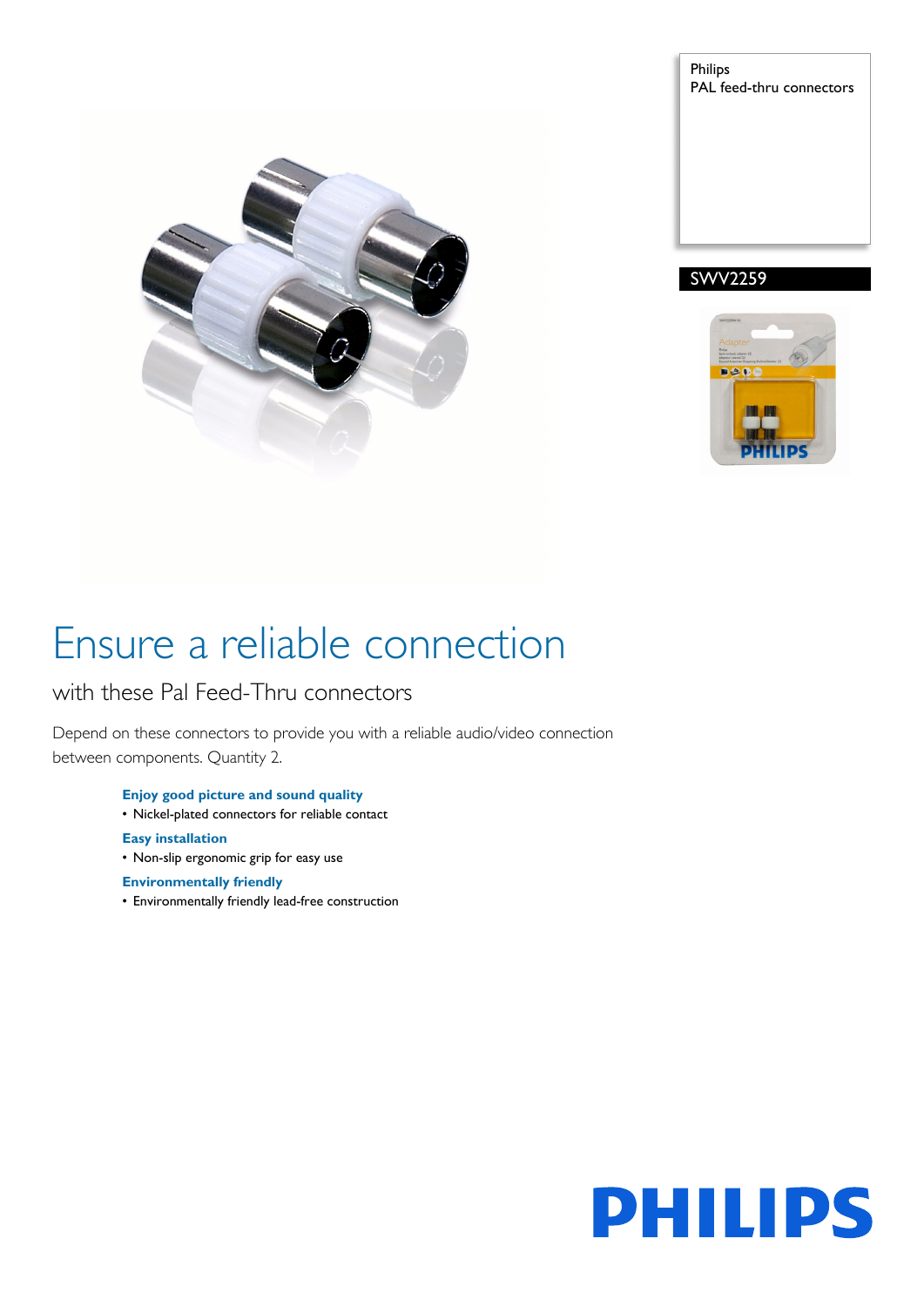Philips
PAL feed-thru connectors

SWV2259

# Ensure a reliable connection

## with these Pal Feed-Thru connectors

Depend on these connectors to provide you with a reliable audio/video connection between components. Quantity 2.

**Enjoy good picture and sound quality**
- Nickel-plated connectors for reliable contact

**Easy installation**
- Non-slip ergonomic grip for easy use

**Environmentally friendly**
- Environmentally friendly lead-free construction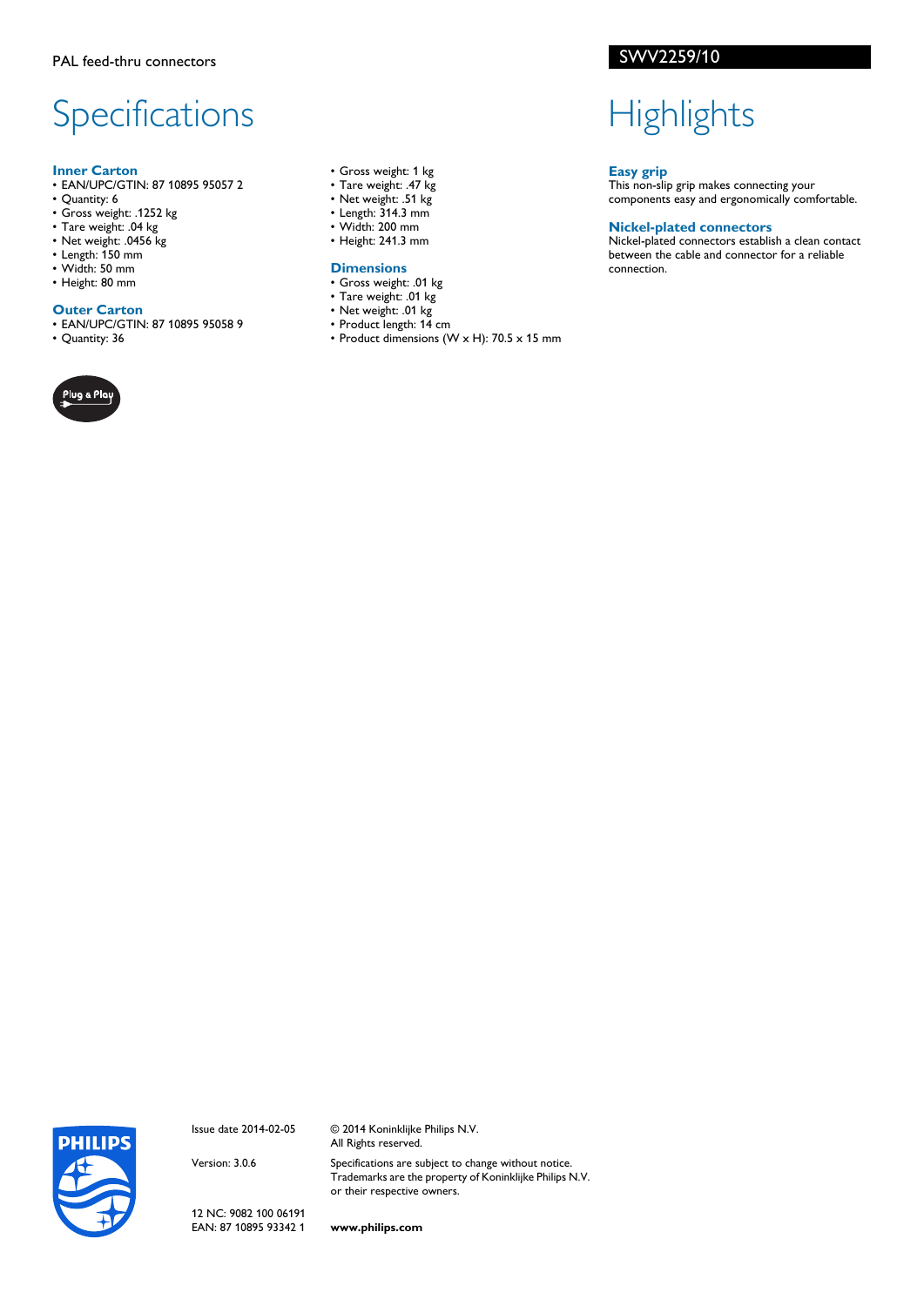PAL feed-thru connectors

SWV2259/10

# Specifications

### Inner Carton
- EAN/UPC/GTIN: 87 10895 95057 2
- Quantity: 6
- Gross weight: .1252 kg
- Tare weight: .04 kg
- Net weight: .0456 kg
- Length: 150 mm
- Width: 50 mm
- Height: 80 mm

### Outer Carton
- EAN/UPC/GTIN: 87 10895 95058 9
- Quantity: 36
- Gross weight: 1 kg
- Tare weight: .47 kg
- Net weight: .51 kg
- Length: 314.3 mm
- Width: 200 mm
- Height: 241.3 mm

### Dimensions
- Gross weight: .01 kg
- Tare weight: .01 kg
- Net weight: .01 kg
- Product length: 14 cm
- Product dimensions (W x H): 70.5 x 15 mm

Plug & Play

# Highlights

### Easy grip
This non-slip grip makes connecting your components easy and ergonomically comfortable.

### Nickel-plated connectors
Nickel-plated connectors establish a clean contact between the cable and connector for a reliable connection.

Issue date 2014-02-05

Version: 3.0.6

12 NC: 9082 100 06191
EAN: 87 10895 93342 1

© 2014 Koninklijke Philips N.V.
All Rights reserved.

Specifications are subject to change without notice. Trademarks are the property of Koninklijke Philips N.V. or their respective owners.

**www.philips.com**